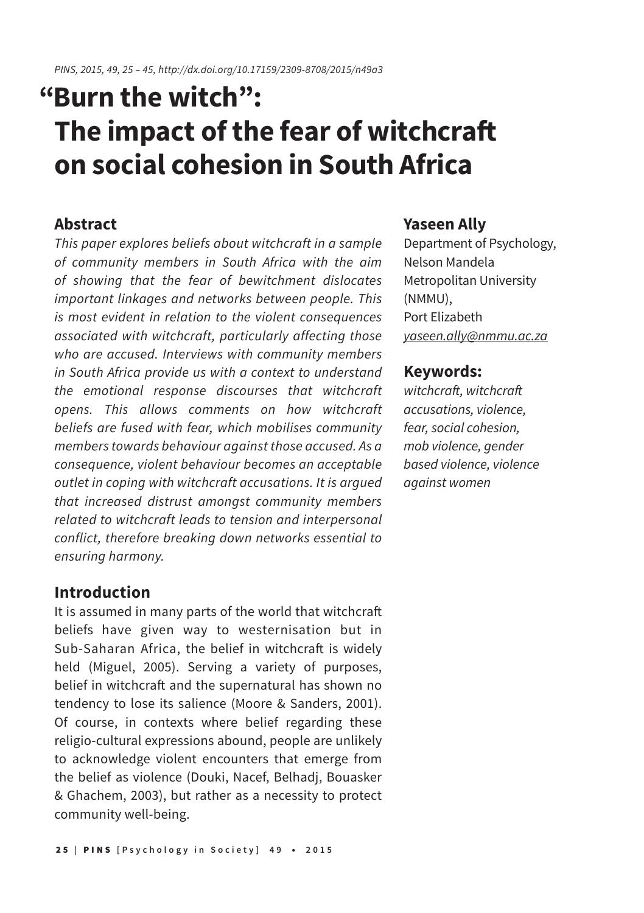# "Burn the witch": The impact of the fear of witchcraft on social cohesion in South Africa

**Yaseen Ally**

Department of Psychology, Nelson Mandela Metropolitan University (NMMU), Port Elizabeth

yaseen.ally@nmmu.ac.za

## Abstract

*This paper explores beliefs about witchcraft in a sample of community members in South Africa with the aim of showing that the fear of bewitchment dislocates important linkages and networks between people. This is most evident in relation to the violent consequences associated with witchcraft, particularly affecting those who are accused. Interviews with community members in South Africa provide us with a context to understand the emotional response discourses that witchcraft opens. This allows comments on how witchcraft beliefs are fused with fear, which mobilises community members towards behaviour against those accused. As a consequence, violent behaviour becomes an acceptable outlet in coping with witchcraft accusations. It is argued that increased distrust amongst community members related to witchcraft leads to tension and interpersonal conflict, therefore breaking down networks essential to ensuring harmony.*

## Keywords:

*witchcraft, witchcraft accusations, violence, fear, social cohesion, mob violence, gender based violence, violence against women*

## Introduction

It is assumed in many parts of the world that witchcraft beliefs have given way to westernisation but in Sub-Saharan Africa, the belief in witchcraft is widely held (Miguel, 2005). Serving a variety of purposes, belief in witchcraft and the supernatural has shown no tendency to lose its salience (Moore & Sanders, 2001). Of course, in contexts where belief regarding these religio-cultural expressions abound, people are unlikely to acknowledge violent encounters that emerge from the belief as violence (Douki, Nacef, Belhadj, Bouasker & Ghachem, 2003), but rather as a necessity to protect community well-being.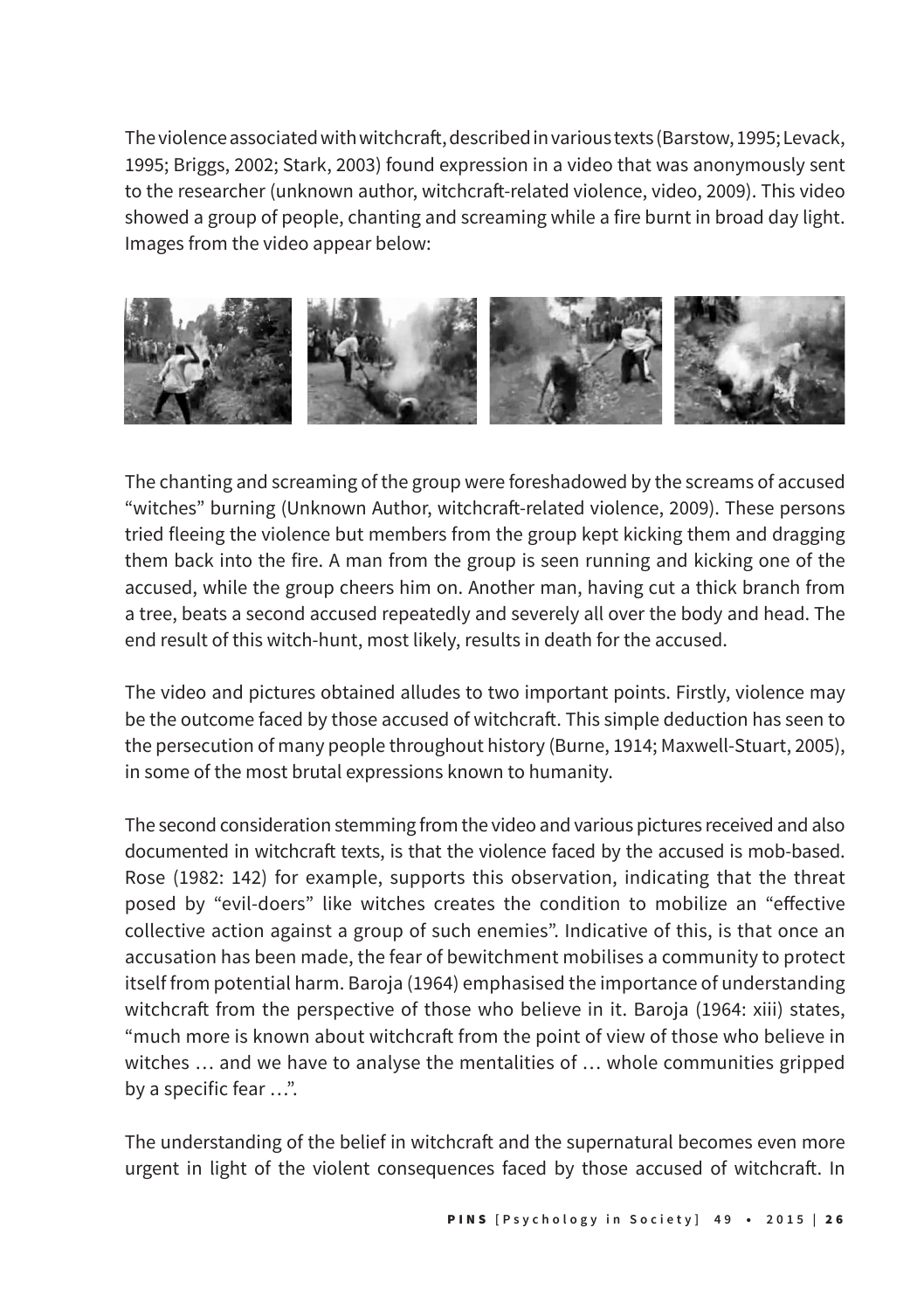The violence associated with witchcraft, described in various texts (Barstow, 1995; Levack, 1995; Briggs, 2002; Stark, 2003) found expression in a video that was anonymously sent to the researcher (unknown author, witchcraft-related violence, video, 2009). This video showed a group of people, chanting and screaming while a fire burnt in broad day light. Images from the video appear below:

The chanting and screaming of the group were foreshadowed by the screams of accused "witches" burning (Unknown Author, witchcraft-related violence, 2009). These persons tried fleeing the violence but members from the group kept kicking them and dragging them back into the fire. A man from the group is seen running and kicking one of the accused, while the group cheers him on. Another man, having cut a thick branch from a tree, beats a second accused repeatedly and severely all over the body and head. The end result of this witch-hunt, most likely, results in death for the accused.

The video and pictures obtained alludes to two important points. Firstly, violence may be the outcome faced by those accused of witchcraft. This simple deduction has seen to the persecution of many people throughout history (Burne, 1914; Maxwell-Stuart, 2005), in some of the most brutal expressions known to humanity.

The second consideration stemming from the video and various pictures received and also documented in witchcraft texts, is that the violence faced by the accused is mob-based. Rose (1982: 142) for example, supports this observation, indicating that the threat posed by "evil-doers" like witches creates the condition to mobilize an "effective collective action against a group of such enemies". Indicative of this, is that once an accusation has been made, the fear of bewitchment mobilises a community to protect itself from potential harm. Baroja (1964) emphasised the importance of understanding witchcraft from the perspective of those who believe in it. Baroja (1964: xiii) states, "much more is known about witchcraft from the point of view of those who believe in witches … and we have to analyse the mentalities of … whole communities gripped by a specific fear …".

The understanding of the belief in witchcraft and the supernatural becomes even more urgent in light of the violent consequences faced by those accused of witchcraft. In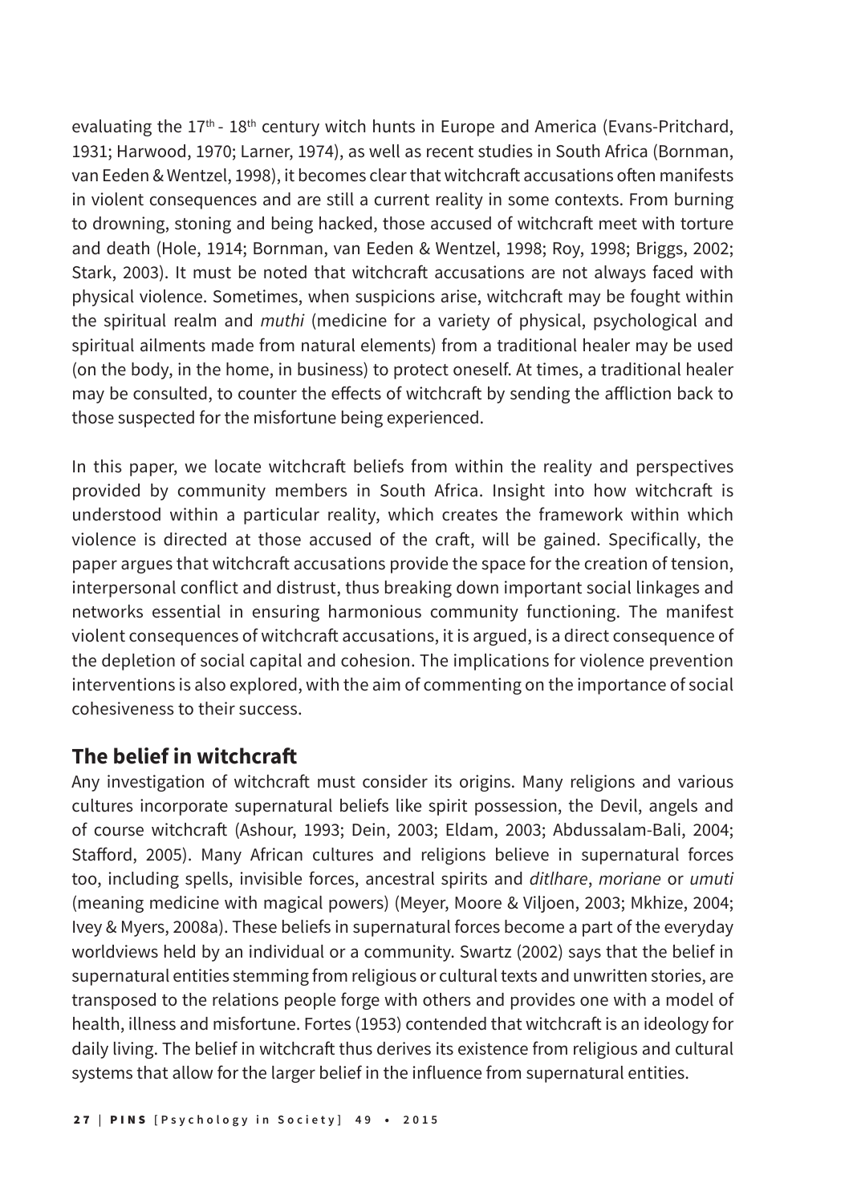evaluating the 17th - 18th century witch hunts in Europe and America (Evans-Pritchard, 1931; Harwood, 1970; Larner, 1974), as well as recent studies in South Africa (Bornman, van Eeden & Wentzel, 1998), it becomes clear that witchcraft accusations often manifests in violent consequences and are still a current reality in some contexts. From burning to drowning, stoning and being hacked, those accused of witchcraft meet with torture and death (Hole, 1914; Bornman, van Eeden & Wentzel, 1998; Roy, 1998; Briggs, 2002; Stark, 2003). It must be noted that witchcraft accusations are not always faced with physical violence. Sometimes, when suspicions arise, witchcraft may be fought within the spiritual realm and *muthi* (medicine for a variety of physical, psychological and spiritual ailments made from natural elements) from a traditional healer may be used (on the body, in the home, in business) to protect oneself. At times, a traditional healer may be consulted, to counter the effects of witchcraft by sending the affliction back to those suspected for the misfortune being experienced.

In this paper, we locate witchcraft beliefs from within the reality and perspectives provided by community members in South Africa. Insight into how witchcraft is understood within a particular reality, which creates the framework within which violence is directed at those accused of the craft, will be gained. Specifically, the paper argues that witchcraft accusations provide the space for the creation of tension, interpersonal conflict and distrust, thus breaking down important social linkages and networks essential in ensuring harmonious community functioning. The manifest violent consequences of witchcraft accusations, it is argued, is a direct consequence of the depletion of social capital and cohesion. The implications for violence prevention interventions is also explored, with the aim of commenting on the importance of social cohesiveness to their success.

## The belief in witchcraft

Any investigation of witchcraft must consider its origins. Many religions and various cultures incorporate supernatural beliefs like spirit possession, the Devil, angels and of course witchcraft (Ashour, 1993; Dein, 2003; Eldam, 2003; Abdussalam-Bali, 2004; Stafford, 2005). Many African cultures and religions believe in supernatural forces too, including spells, invisible forces, ancestral spirits and *ditlhare*, *moriane* or *umuti* (meaning medicine with magical powers) (Meyer, Moore & Viljoen, 2003; Mkhize, 2004; Ivey & Myers, 2008a). These beliefs in supernatural forces become a part of the everyday worldviews held by an individual or a community. Swartz (2002) says that the belief in supernatural entities stemming from religious or cultural texts and unwritten stories, are transposed to the relations people forge with others and provides one with a model of health, illness and misfortune. Fortes (1953) contended that witchcraft is an ideology for daily living. The belief in witchcraft thus derives its existence from religious and cultural systems that allow for the larger belief in the influence from supernatural entities.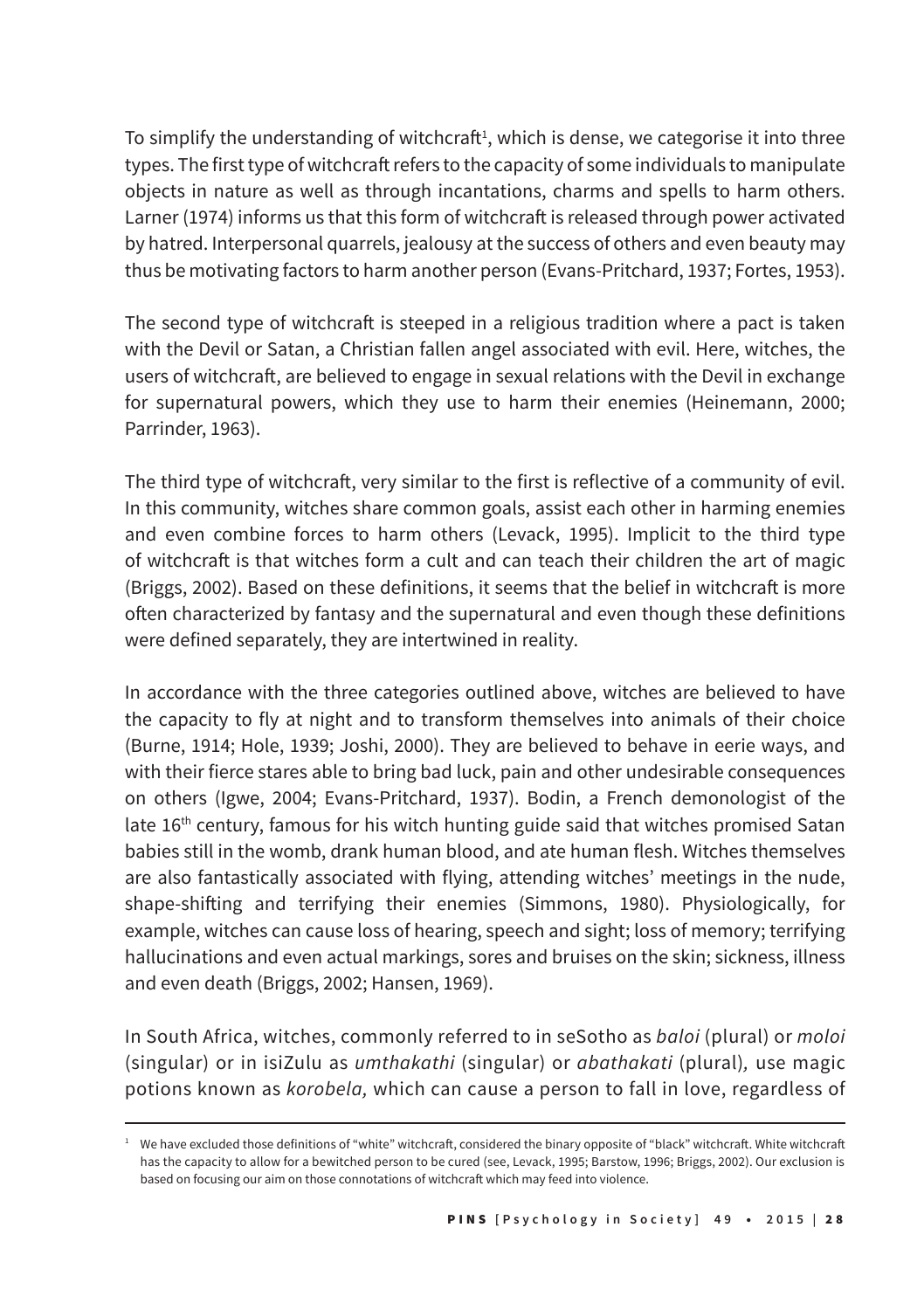To simplify the understanding of witchcraft[1], which is dense, we categorise it into three types. The first type of witchcraft refers to the capacity of some individuals to manipulate objects in nature as well as through incantations, charms and spells to harm others. Larner (1974) informs us that this form of witchcraft is released through power activated by hatred. Interpersonal quarrels, jealousy at the success of others and even beauty may thus be motivating factors to harm another person (Evans-Pritchard, 1937; Fortes, 1953).

The second type of witchcraft is steeped in a religious tradition where a pact is taken with the Devil or Satan, a Christian fallen angel associated with evil. Here, witches, the users of witchcraft, are believed to engage in sexual relations with the Devil in exchange for supernatural powers, which they use to harm their enemies (Heinemann, 2000; Parrinder, 1963).

The third type of witchcraft, very similar to the first is reflective of a community of evil. In this community, witches share common goals, assist each other in harming enemies and even combine forces to harm others (Levack, 1995). Implicit to the third type of witchcraft is that witches form a cult and can teach their children the art of magic (Briggs, 2002). Based on these definitions, it seems that the belief in witchcraft is more often characterized by fantasy and the supernatural and even though these definitions were defined separately, they are intertwined in reality.

In accordance with the three categories outlined above, witches are believed to have the capacity to fly at night and to transform themselves into animals of their choice (Burne, 1914; Hole, 1939; Joshi, 2000). They are believed to behave in eerie ways, and with their fierce stares able to bring bad luck, pain and other undesirable consequences on others (Igwe, 2004; Evans-Pritchard, 1937). Bodin, a French demonologist of the late 16th century, famous for his witch hunting guide said that witches promised Satan babies still in the womb, drank human blood, and ate human flesh. Witches themselves are also fantastically associated with flying, attending witches' meetings in the nude, shape-shifting and terrifying their enemies (Simmons, 1980). Physiologically, for example, witches can cause loss of hearing, speech and sight; loss of memory; terrifying hallucinations and even actual markings, sores and bruises on the skin; sickness, illness and even death (Briggs, 2002; Hansen, 1969).

In South Africa, witches, commonly referred to in seSotho as *baloi* (plural) or *moloi* (singular) or in isiZulu as *umthakathi* (singular) or *abathakati* (plural), use magic potions known as *korobela,* which can cause a person to fall in love, regardless of

---

[1] We have excluded those definitions of "white" witchcraft, considered the binary opposite of "black" witchcraft. White witchcraft has the capacity to allow for a bewitched person to be cured (see, Levack, 1995; Barstow, 1996; Briggs, 2002). Our exclusion is based on focusing our aim on those connotations of witchcraft which may feed into violence.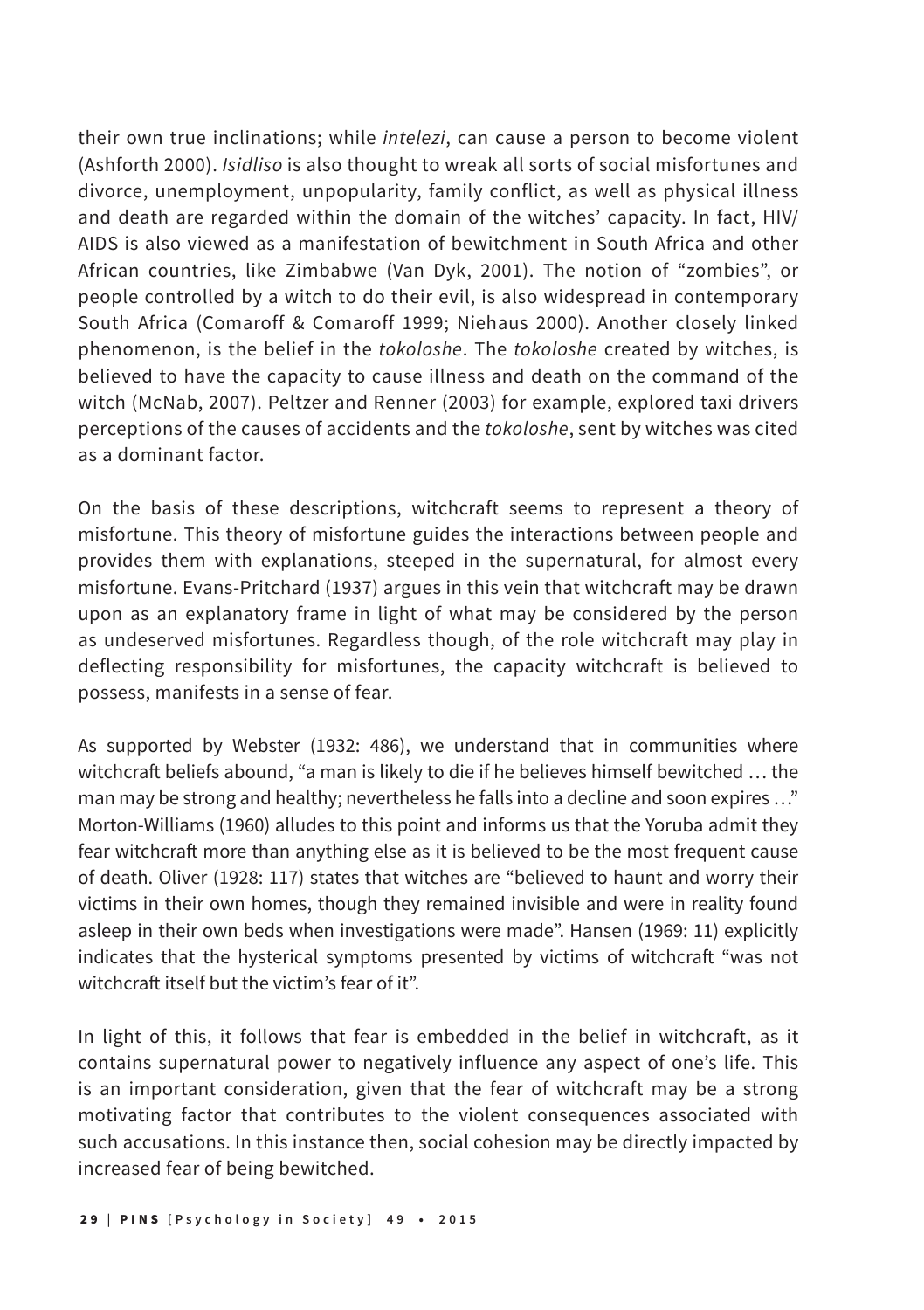their own true inclinations; while *intelezi*, can cause a person to become violent (Ashforth 2000). *Isidliso* is also thought to wreak all sorts of social misfortunes and divorce, unemployment, unpopularity, family conflict, as well as physical illness and death are regarded within the domain of the witches' capacity. In fact, HIV/AIDS is also viewed as a manifestation of bewitchment in South Africa and other African countries, like Zimbabwe (Van Dyk, 2001). The notion of "zombies", or people controlled by a witch to do their evil, is also widespread in contemporary South Africa (Comaroff & Comaroff 1999; Niehaus 2000). Another closely linked phenomenon, is the belief in the *tokoloshe*. The *tokoloshe* created by witches, is believed to have the capacity to cause illness and death on the command of the witch (McNab, 2007). Peltzer and Renner (2003) for example, explored taxi drivers perceptions of the causes of accidents and the *tokoloshe*, sent by witches was cited as a dominant factor.

On the basis of these descriptions, witchcraft seems to represent a theory of misfortune. This theory of misfortune guides the interactions between people and provides them with explanations, steeped in the supernatural, for almost every misfortune. Evans-Pritchard (1937) argues in this vein that witchcraft may be drawn upon as an explanatory frame in light of what may be considered by the person as undeserved misfortunes. Regardless though, of the role witchcraft may play in deflecting responsibility for misfortunes, the capacity witchcraft is believed to possess, manifests in a sense of fear.

As supported by Webster (1932: 486), we understand that in communities where witchcraft beliefs abound, "a man is likely to die if he believes himself bewitched … the man may be strong and healthy; nevertheless he falls into a decline and soon expires …" Morton-Williams (1960) alludes to this point and informs us that the Yoruba admit they fear witchcraft more than anything else as it is believed to be the most frequent cause of death. Oliver (1928: 117) states that witches are "believed to haunt and worry their victims in their own homes, though they remained invisible and were in reality found asleep in their own beds when investigations were made". Hansen (1969: 11) explicitly indicates that the hysterical symptoms presented by victims of witchcraft "was not witchcraft itself but the victim's fear of it".

In light of this, it follows that fear is embedded in the belief in witchcraft, as it contains supernatural power to negatively influence any aspect of one's life. This is an important consideration, given that the fear of witchcraft may be a strong motivating factor that contributes to the violent consequences associated with such accusations. In this instance then, social cohesion may be directly impacted by increased fear of being bewitched.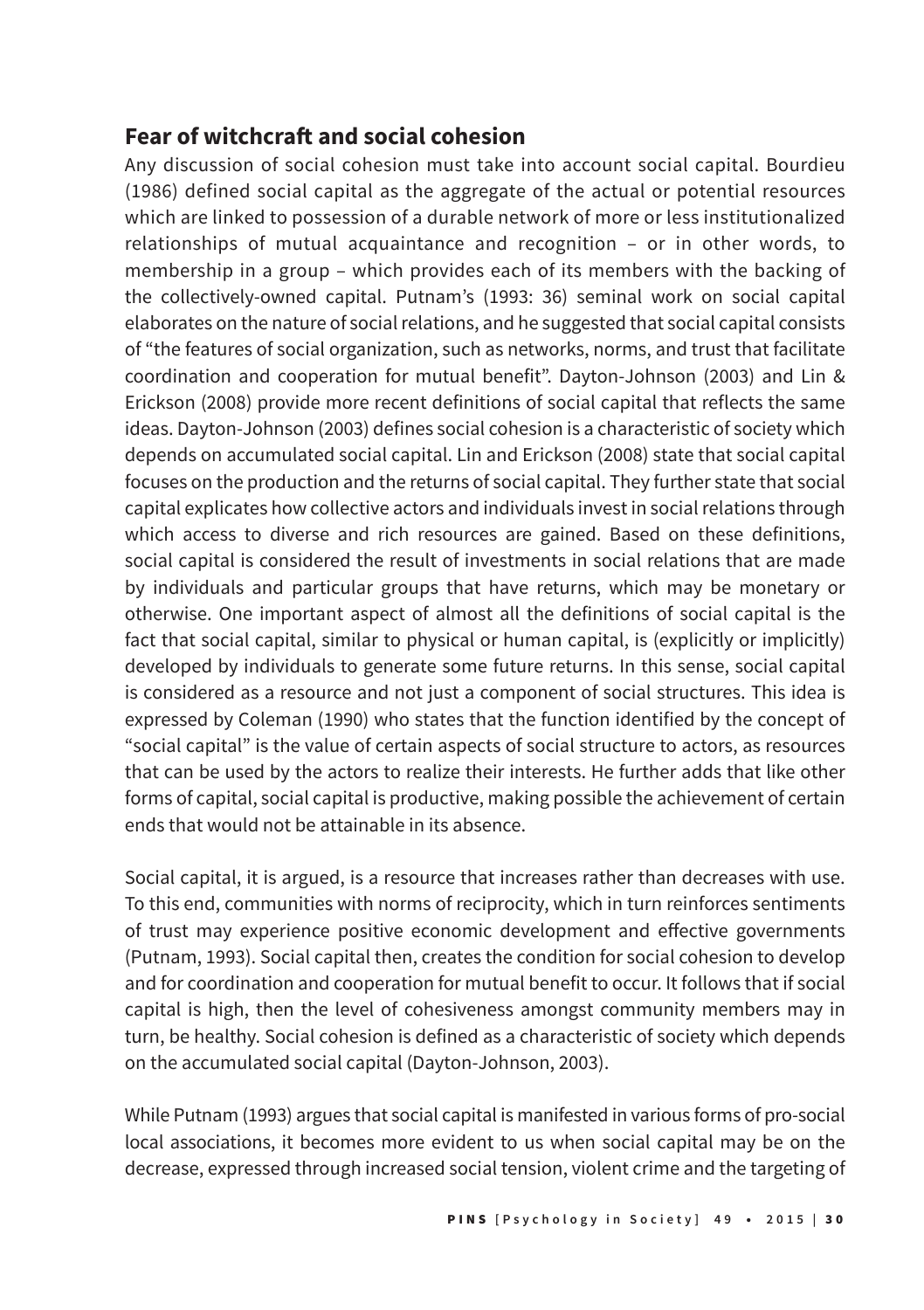## Fear of witchcraft and social cohesion

Any discussion of social cohesion must take into account social capital. Bourdieu (1986) defined social capital as the aggregate of the actual or potential resources which are linked to possession of a durable network of more or less institutionalized relationships of mutual acquaintance and recognition – or in other words, to membership in a group – which provides each of its members with the backing of the collectively-owned capital. Putnam's (1993: 36) seminal work on social capital elaborates on the nature of social relations, and he suggested that social capital consists of "the features of social organization, such as networks, norms, and trust that facilitate coordination and cooperation for mutual benefit". Dayton-Johnson (2003) and Lin & Erickson (2008) provide more recent definitions of social capital that reflects the same ideas. Dayton-Johnson (2003) defines social cohesion is a characteristic of society which depends on accumulated social capital. Lin and Erickson (2008) state that social capital focuses on the production and the returns of social capital. They further state that social capital explicates how collective actors and individuals invest in social relations through which access to diverse and rich resources are gained. Based on these definitions, social capital is considered the result of investments in social relations that are made by individuals and particular groups that have returns, which may be monetary or otherwise. One important aspect of almost all the definitions of social capital is the fact that social capital, similar to physical or human capital, is (explicitly or implicitly) developed by individuals to generate some future returns. In this sense, social capital is considered as a resource and not just a component of social structures. This idea is expressed by Coleman (1990) who states that the function identified by the concept of "social capital" is the value of certain aspects of social structure to actors, as resources that can be used by the actors to realize their interests. He further adds that like other forms of capital, social capital is productive, making possible the achievement of certain ends that would not be attainable in its absence.

Social capital, it is argued, is a resource that increases rather than decreases with use. To this end, communities with norms of reciprocity, which in turn reinforces sentiments of trust may experience positive economic development and effective governments (Putnam, 1993). Social capital then, creates the condition for social cohesion to develop and for coordination and cooperation for mutual benefit to occur. It follows that if social capital is high, then the level of cohesiveness amongst community members may in turn, be healthy. Social cohesion is defined as a characteristic of society which depends on the accumulated social capital (Dayton-Johnson, 2003).

While Putnam (1993) argues that social capital is manifested in various forms of pro-social local associations, it becomes more evident to us when social capital may be on the decrease, expressed through increased social tension, violent crime and the targeting of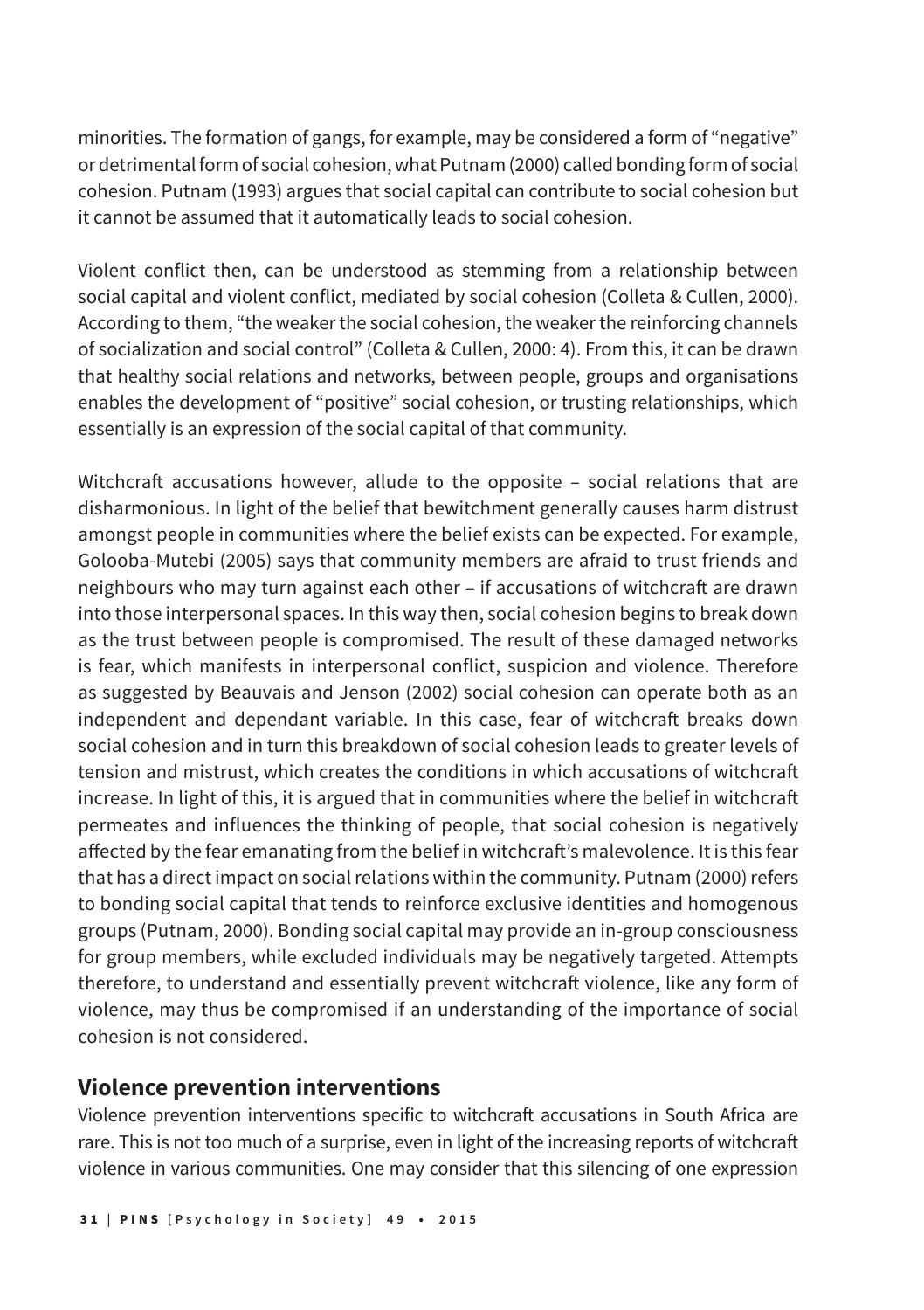minorities. The formation of gangs, for example, may be considered a form of "negative" or detrimental form of social cohesion, what Putnam (2000) called bonding form of social cohesion. Putnam (1993) argues that social capital can contribute to social cohesion but it cannot be assumed that it automatically leads to social cohesion.

Violent conflict then, can be understood as stemming from a relationship between social capital and violent conflict, mediated by social cohesion (Colleta & Cullen, 2000). According to them, "the weaker the social cohesion, the weaker the reinforcing channels of socialization and social control" (Colleta & Cullen, 2000: 4). From this, it can be drawn that healthy social relations and networks, between people, groups and organisations enables the development of "positive" social cohesion, or trusting relationships, which essentially is an expression of the social capital of that community.

Witchcraft accusations however, allude to the opposite – social relations that are disharmonious. In light of the belief that bewitchment generally causes harm distrust amongst people in communities where the belief exists can be expected. For example, Golooba-Mutebi (2005) says that community members are afraid to trust friends and neighbours who may turn against each other – if accusations of witchcraft are drawn into those interpersonal spaces. In this way then, social cohesion begins to break down as the trust between people is compromised. The result of these damaged networks is fear, which manifests in interpersonal conflict, suspicion and violence. Therefore as suggested by Beauvais and Jenson (2002) social cohesion can operate both as an independent and dependant variable. In this case, fear of witchcraft breaks down social cohesion and in turn this breakdown of social cohesion leads to greater levels of tension and mistrust, which creates the conditions in which accusations of witchcraft increase. In light of this, it is argued that in communities where the belief in witchcraft permeates and influences the thinking of people, that social cohesion is negatively affected by the fear emanating from the belief in witchcraft's malevolence. It is this fear that has a direct impact on social relations within the community. Putnam (2000) refers to bonding social capital that tends to reinforce exclusive identities and homogenous groups (Putnam, 2000). Bonding social capital may provide an in-group consciousness for group members, while excluded individuals may be negatively targeted. Attempts therefore, to understand and essentially prevent witchcraft violence, like any form of violence, may thus be compromised if an understanding of the importance of social cohesion is not considered.

## Violence prevention interventions

Violence prevention interventions specific to witchcraft accusations in South Africa are rare. This is not too much of a surprise, even in light of the increasing reports of witchcraft violence in various communities. One may consider that this silencing of one expression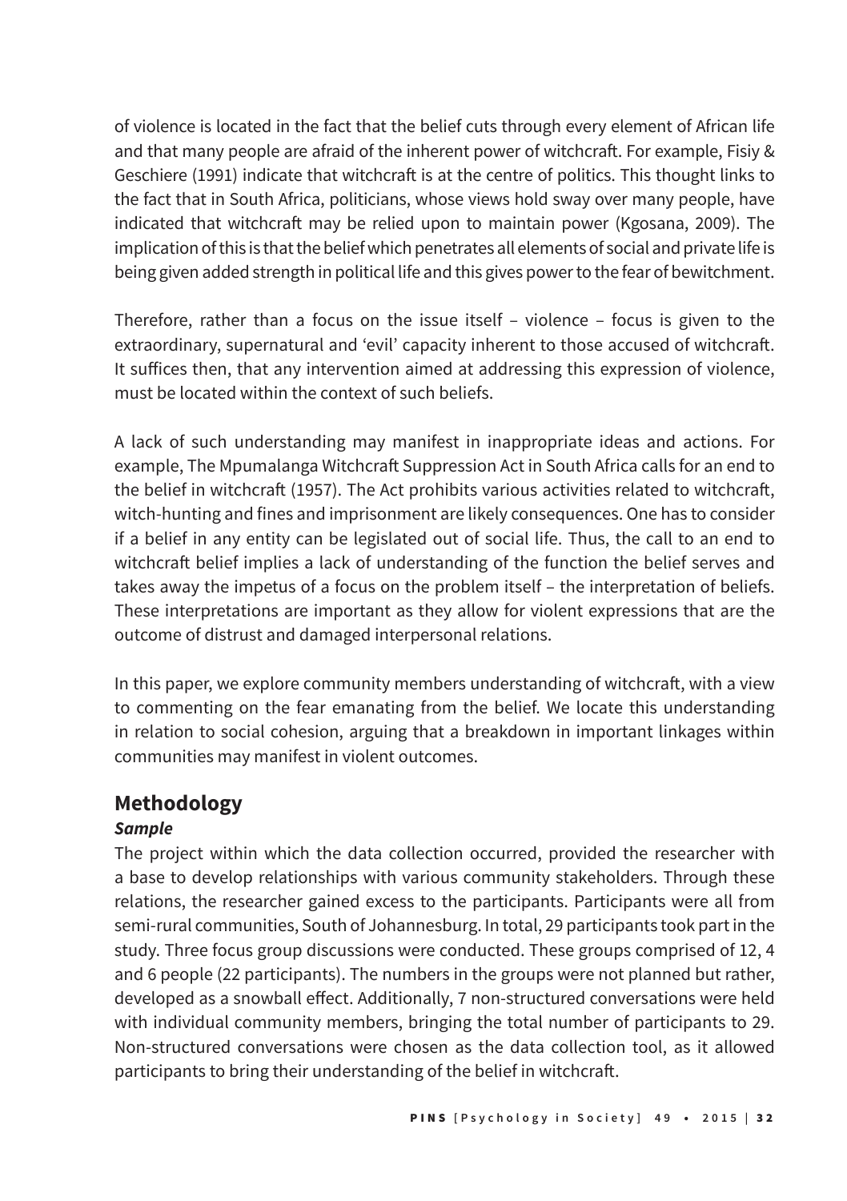of violence is located in the fact that the belief cuts through every element of African life and that many people are afraid of the inherent power of witchcraft. For example, Fisiy & Geschiere (1991) indicate that witchcraft is at the centre of politics. This thought links to the fact that in South Africa, politicians, whose views hold sway over many people, have indicated that witchcraft may be relied upon to maintain power (Kgosana, 2009). The implication of this is that the belief which penetrates all elements of social and private life is being given added strength in political life and this gives power to the fear of bewitchment.

Therefore, rather than a focus on the issue itself – violence – focus is given to the extraordinary, supernatural and 'evil' capacity inherent to those accused of witchcraft. It suffices then, that any intervention aimed at addressing this expression of violence, must be located within the context of such beliefs.

A lack of such understanding may manifest in inappropriate ideas and actions. For example, The Mpumalanga Witchcraft Suppression Act in South Africa calls for an end to the belief in witchcraft (1957). The Act prohibits various activities related to witchcraft, witch-hunting and fines and imprisonment are likely consequences. One has to consider if a belief in any entity can be legislated out of social life. Thus, the call to an end to witchcraft belief implies a lack of understanding of the function the belief serves and takes away the impetus of a focus on the problem itself – the interpretation of beliefs. These interpretations are important as they allow for violent expressions that are the outcome of distrust and damaged interpersonal relations.

In this paper, we explore community members understanding of witchcraft, with a view to commenting on the fear emanating from the belief. We locate this understanding in relation to social cohesion, arguing that a breakdown in important linkages within communities may manifest in violent outcomes.

## Methodology

### *Sample*

The project within which the data collection occurred, provided the researcher with a base to develop relationships with various community stakeholders. Through these relations, the researcher gained excess to the participants. Participants were all from semi-rural communities, South of Johannesburg. In total, 29 participants took part in the study. Three focus group discussions were conducted. These groups comprised of 12, 4 and 6 people (22 participants). The numbers in the groups were not planned but rather, developed as a snowball effect. Additionally, 7 non-structured conversations were held with individual community members, bringing the total number of participants to 29. Non-structured conversations were chosen as the data collection tool, as it allowed participants to bring their understanding of the belief in witchcraft.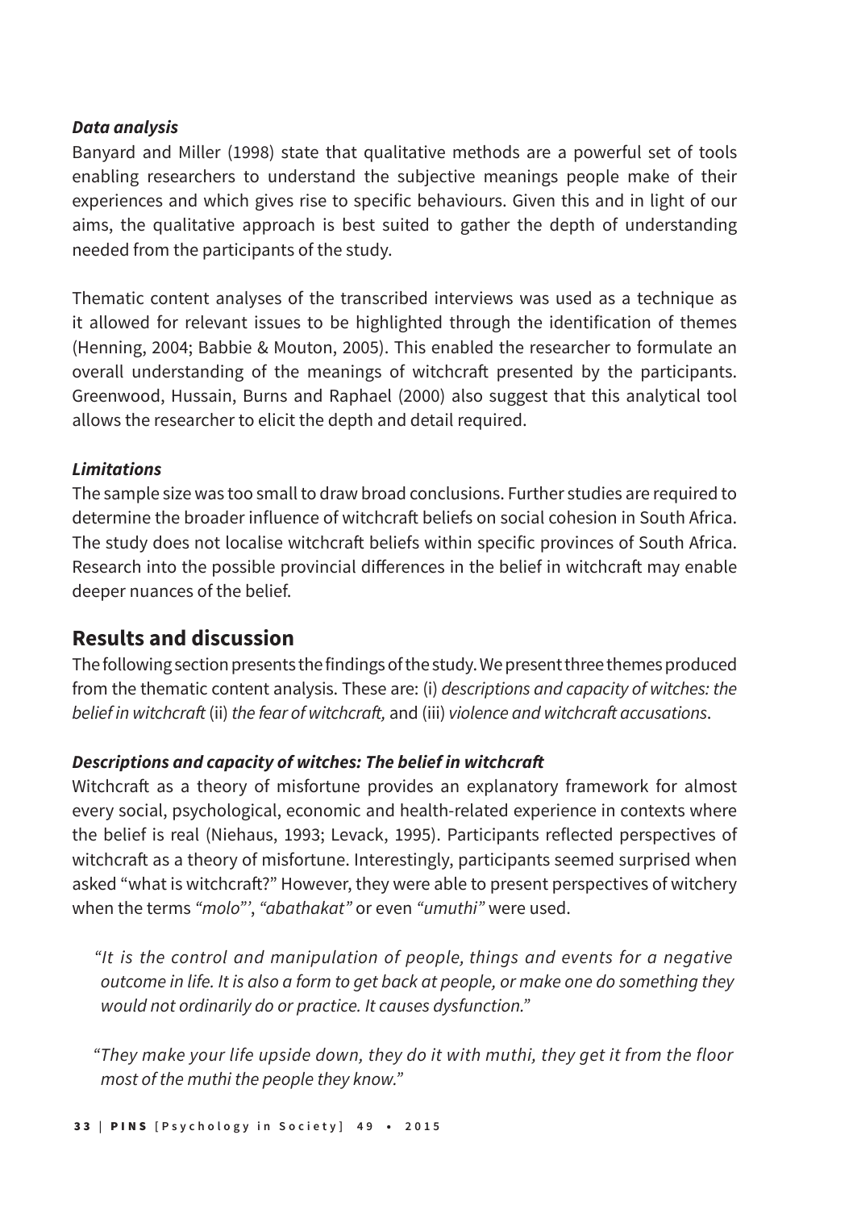### *Data analysis*

Banyard and Miller (1998) state that qualitative methods are a powerful set of tools enabling researchers to understand the subjective meanings people make of their experiences and which gives rise to specific behaviours. Given this and in light of our aims, the qualitative approach is best suited to gather the depth of understanding needed from the participants of the study.

Thematic content analyses of the transcribed interviews was used as a technique as it allowed for relevant issues to be highlighted through the identification of themes (Henning, 2004; Babbie & Mouton, 2005). This enabled the researcher to formulate an overall understanding of the meanings of witchcraft presented by the participants. Greenwood, Hussain, Burns and Raphael (2000) also suggest that this analytical tool allows the researcher to elicit the depth and detail required.

### *Limitations*

The sample size was too small to draw broad conclusions. Further studies are required to determine the broader influence of witchcraft beliefs on social cohesion in South Africa. The study does not localise witchcraft beliefs within specific provinces of South Africa. Research into the possible provincial differences in the belief in witchcraft may enable deeper nuances of the belief.

## Results and discussion

The following section presents the findings of the study. We present three themes produced from the thematic content analysis. These are: (i) *descriptions and capacity of witches: the belief in witchcraft* (ii) *the fear of witchcraft,* and (iii) *violence and witchcraft accusations*.

### *Descriptions and capacity of witches: The belief in witchcraft*

Witchcraft as a theory of misfortune provides an explanatory framework for almost every social, psychological, economic and health-related experience in contexts where the belief is real (Niehaus, 1993; Levack, 1995). Participants reflected perspectives of witchcraft as a theory of misfortune. Interestingly, participants seemed surprised when asked "what is witchcraft?" However, they were able to present perspectives of witchery when the terms *"molo"'*, *"abathakat"* or even *"umuthi"* were used.

> *"It is the control and manipulation of people, things and events for a negative outcome in life. It is also a form to get back at people, or make one do something they would not ordinarily do or practice. It causes dysfunction."*

> *"They make your life upside down, they do it with muthi, they get it from the floor most of the muthi the people they know."*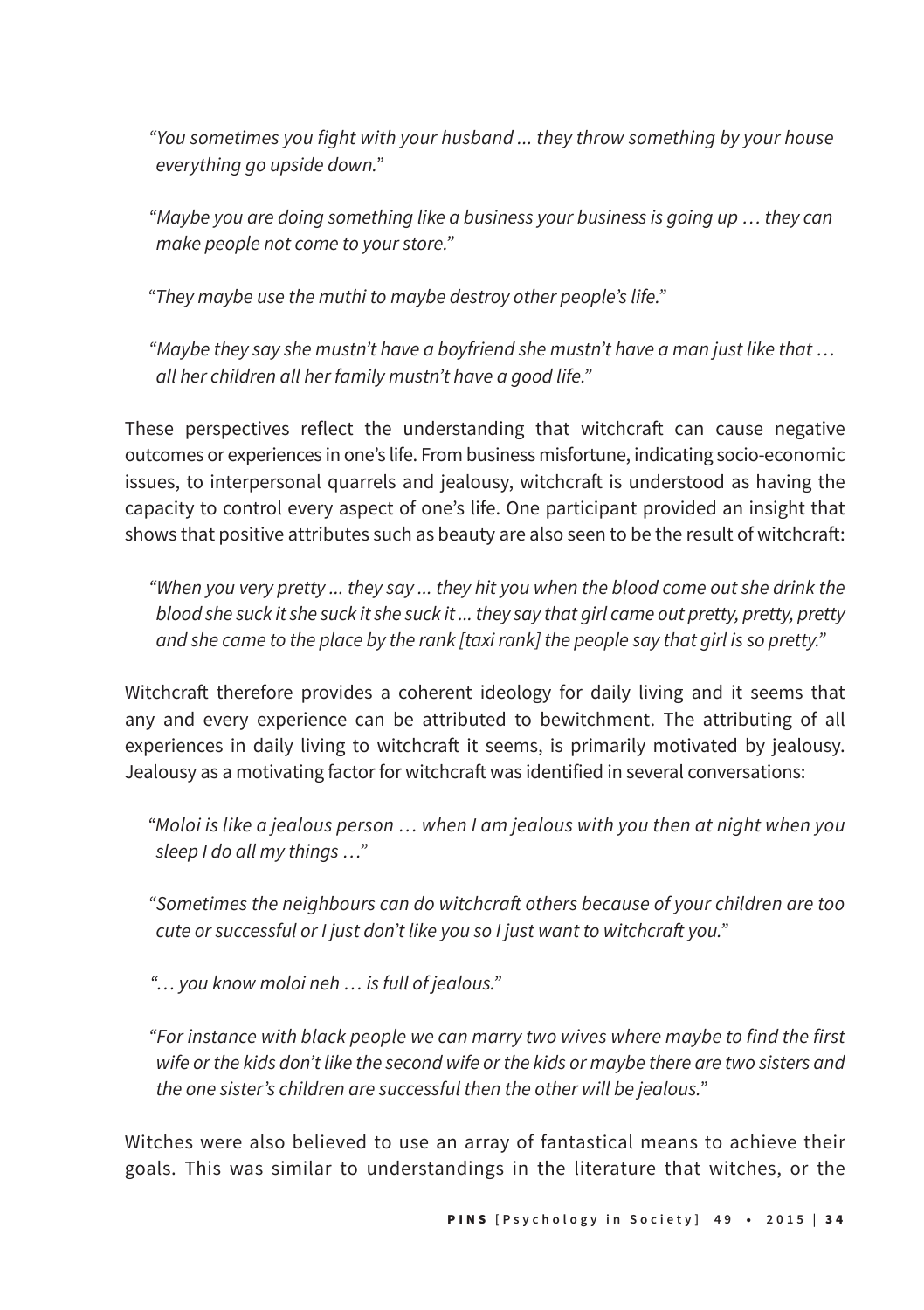> *"You sometimes you fight with your husband ... they throw something by your house everything go upside down."*

> *"Maybe you are doing something like a business your business is going up … they can make people not come to your store."*

> *"They maybe use the muthi to maybe destroy other people's life."*

> *"Maybe they say she mustn't have a boyfriend she mustn't have a man just like that … all her children all her family mustn't have a good life."*

These perspectives reflect the understanding that witchcraft can cause negative outcomes or experiences in one's life. From business misfortune, indicating socio-economic issues, to interpersonal quarrels and jealousy, witchcraft is understood as having the capacity to control every aspect of one's life. One participant provided an insight that shows that positive attributes such as beauty are also seen to be the result of witchcraft:

> *"When you very pretty ... they say ... they hit you when the blood come out she drink the blood she suck it she suck it she suck it ... they say that girl came out pretty, pretty, pretty and she came to the place by the rank [taxi rank] the people say that girl is so pretty."*

Witchcraft therefore provides a coherent ideology for daily living and it seems that any and every experience can be attributed to bewitchment. The attributing of all experiences in daily living to witchcraft it seems, is primarily motivated by jealousy. Jealousy as a motivating factor for witchcraft was identified in several conversations:

> *"Moloi is like a jealous person … when I am jealous with you then at night when you sleep I do all my things …"*

> *"Sometimes the neighbours can do witchcraft others because of your children are too cute or successful or I just don't like you so I just want to witchcraft you."*

> *"… you know moloi neh … is full of jealous."*

> *"For instance with black people we can marry two wives where maybe to find the first wife or the kids don't like the second wife or the kids or maybe there are two sisters and the one sister's children are successful then the other will be jealous."*

Witches were also believed to use an array of fantastical means to achieve their goals. This was similar to understandings in the literature that witches, or the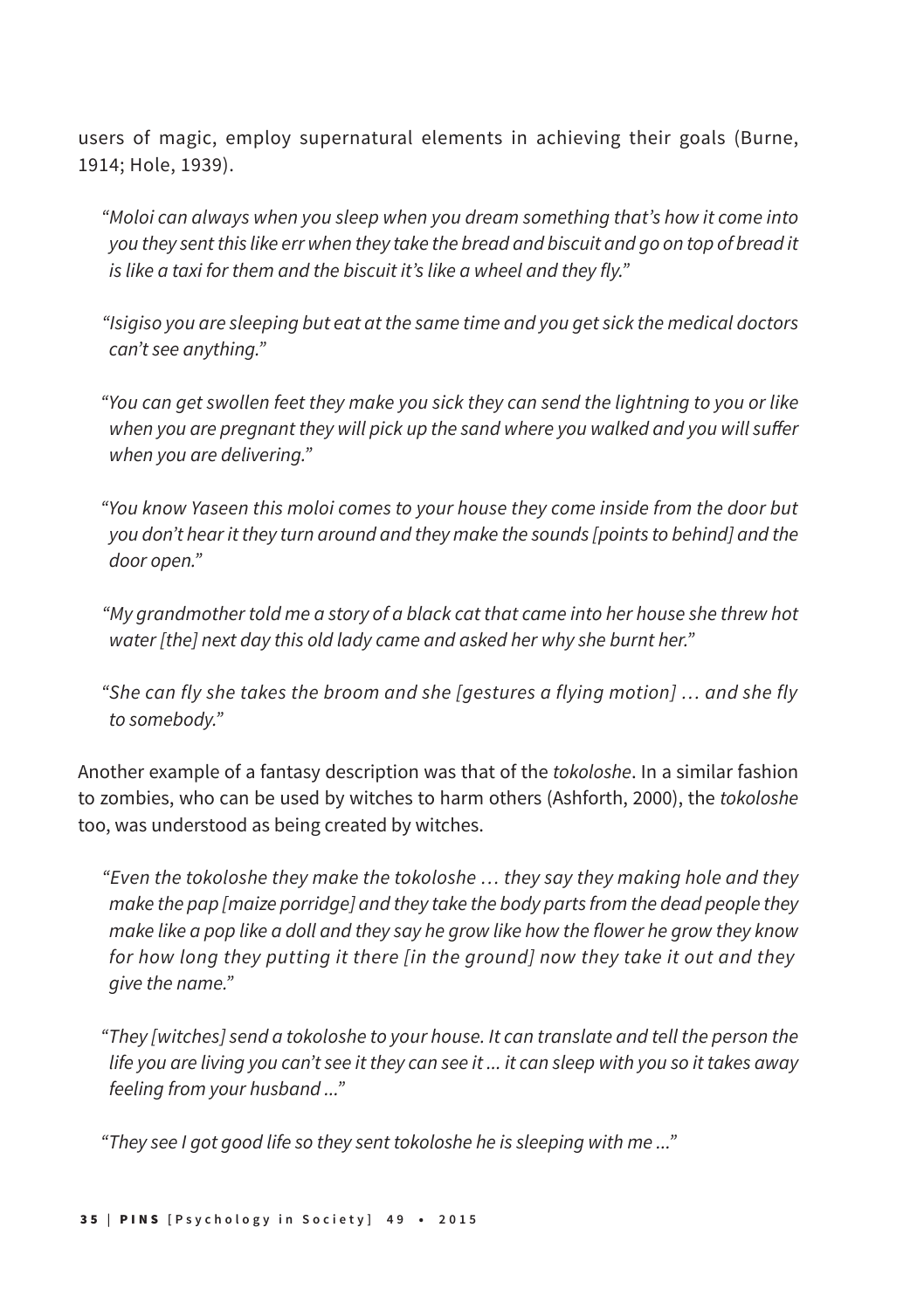users of magic, employ supernatural elements in achieving their goals (Burne, 1914; Hole, 1939).

> *"Moloi can always when you sleep when you dream something that's how it come into you they sent this like err when they take the bread and biscuit and go on top of bread it is like a taxi for them and the biscuit it's like a wheel and they fly."*

> *"Isigiso you are sleeping but eat at the same time and you get sick the medical doctors can't see anything."*

> *"You can get swollen feet they make you sick they can send the lightning to you or like when you are pregnant they will pick up the sand where you walked and you will suffer when you are delivering."*

> *"You know Yaseen this moloi comes to your house they come inside from the door but you don't hear it they turn around and they make the sounds [points to behind] and the door open."*

> *"My grandmother told me a story of a black cat that came into her house she threw hot water [the] next day this old lady came and asked her why she burnt her."*

> *"She can fly she takes the broom and she [gestures a flying motion] … and she fly to somebody."*

Another example of a fantasy description was that of the *tokoloshe*. In a similar fashion to zombies, who can be used by witches to harm others (Ashforth, 2000), the *tokoloshe* too, was understood as being created by witches.

> *"Even the tokoloshe they make the tokoloshe … they say they making hole and they make the pap [maize porridge] and they take the body parts from the dead people they make like a pop like a doll and they say he grow like how the flower he grow they know for how long they putting it there [in the ground] now they take it out and they give the name."*

> *"They [witches] send a tokoloshe to your house. It can translate and tell the person the life you are living you can't see it they can see it ... it can sleep with you so it takes away feeling from your husband ..."*

> *"They see I got good life so they sent tokoloshe he is sleeping with me ..."*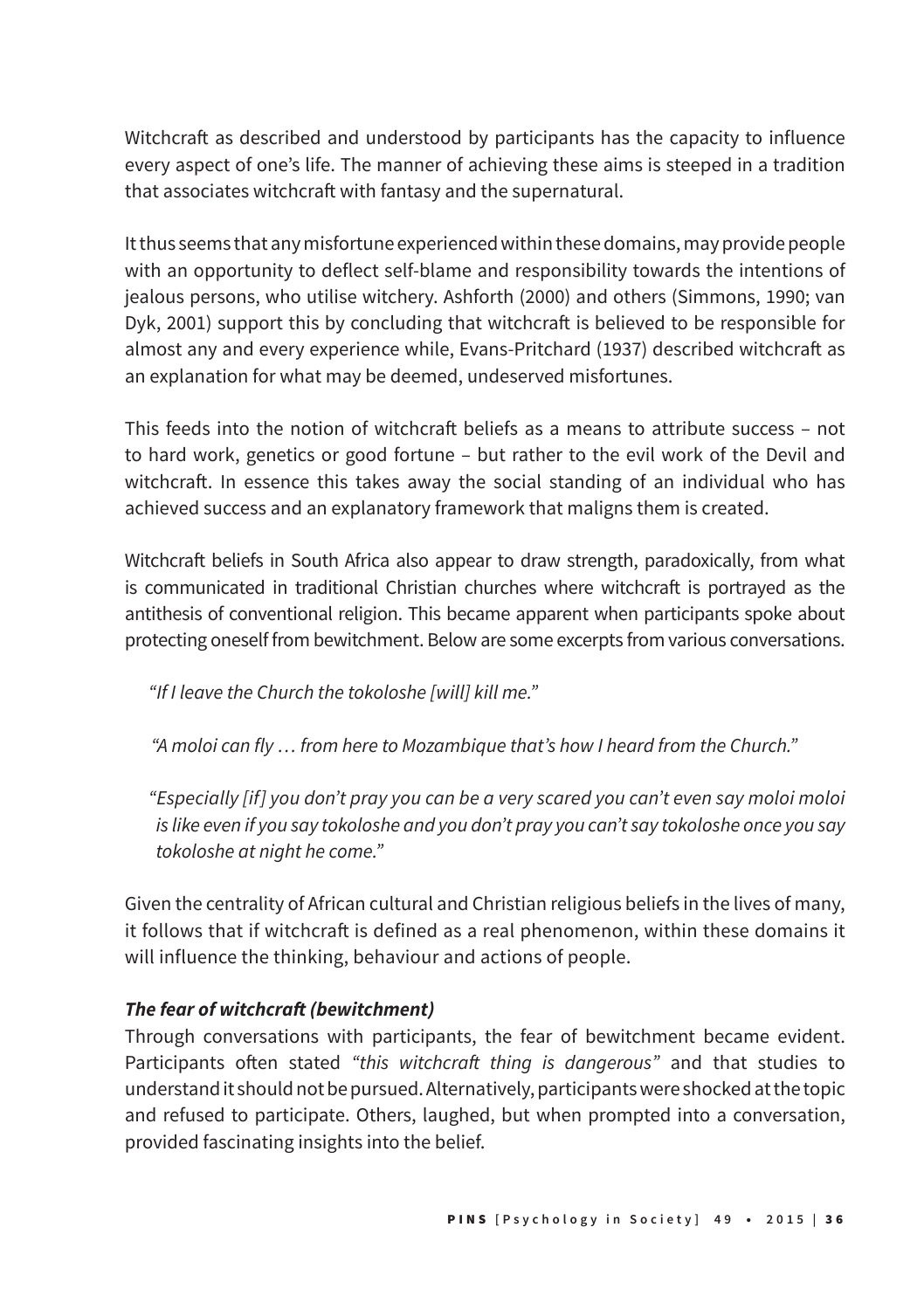Witchcraft as described and understood by participants has the capacity to influence every aspect of one's life. The manner of achieving these aims is steeped in a tradition that associates witchcraft with fantasy and the supernatural.

It thus seems that any misfortune experienced within these domains, may provide people with an opportunity to deflect self-blame and responsibility towards the intentions of jealous persons, who utilise witchery. Ashforth (2000) and others (Simmons, 1990; van Dyk, 2001) support this by concluding that witchcraft is believed to be responsible for almost any and every experience while, Evans-Pritchard (1937) described witchcraft as an explanation for what may be deemed, undeserved misfortunes.

This feeds into the notion of witchcraft beliefs as a means to attribute success – not to hard work, genetics or good fortune – but rather to the evil work of the Devil and witchcraft. In essence this takes away the social standing of an individual who has achieved success and an explanatory framework that maligns them is created.

Witchcraft beliefs in South Africa also appear to draw strength, paradoxically, from what is communicated in traditional Christian churches where witchcraft is portrayed as the antithesis of conventional religion. This became apparent when participants spoke about protecting oneself from bewitchment. Below are some excerpts from various conversations.

> *"If I leave the Church the tokoloshe [will] kill me."*
>
> *"A moloi can fly … from here to Mozambique that's how I heard from the Church."*
>
> *"Especially [if] you don't pray you can be a very scared you can't even say moloi moloi is like even if you say tokoloshe and you don't pray you can't say tokoloshe once you say tokoloshe at night he come."*

Given the centrality of African cultural and Christian religious beliefs in the lives of many, it follows that if witchcraft is defined as a real phenomenon, within these domains it will influence the thinking, behaviour and actions of people.

### *The fear of witchcraft (bewitchment)*

Through conversations with participants, the fear of bewitchment became evident. Participants often stated *"this witchcraft thing is dangerous"* and that studies to understand it should not be pursued. Alternatively, participants were shocked at the topic and refused to participate. Others, laughed, but when prompted into a conversation, provided fascinating insights into the belief.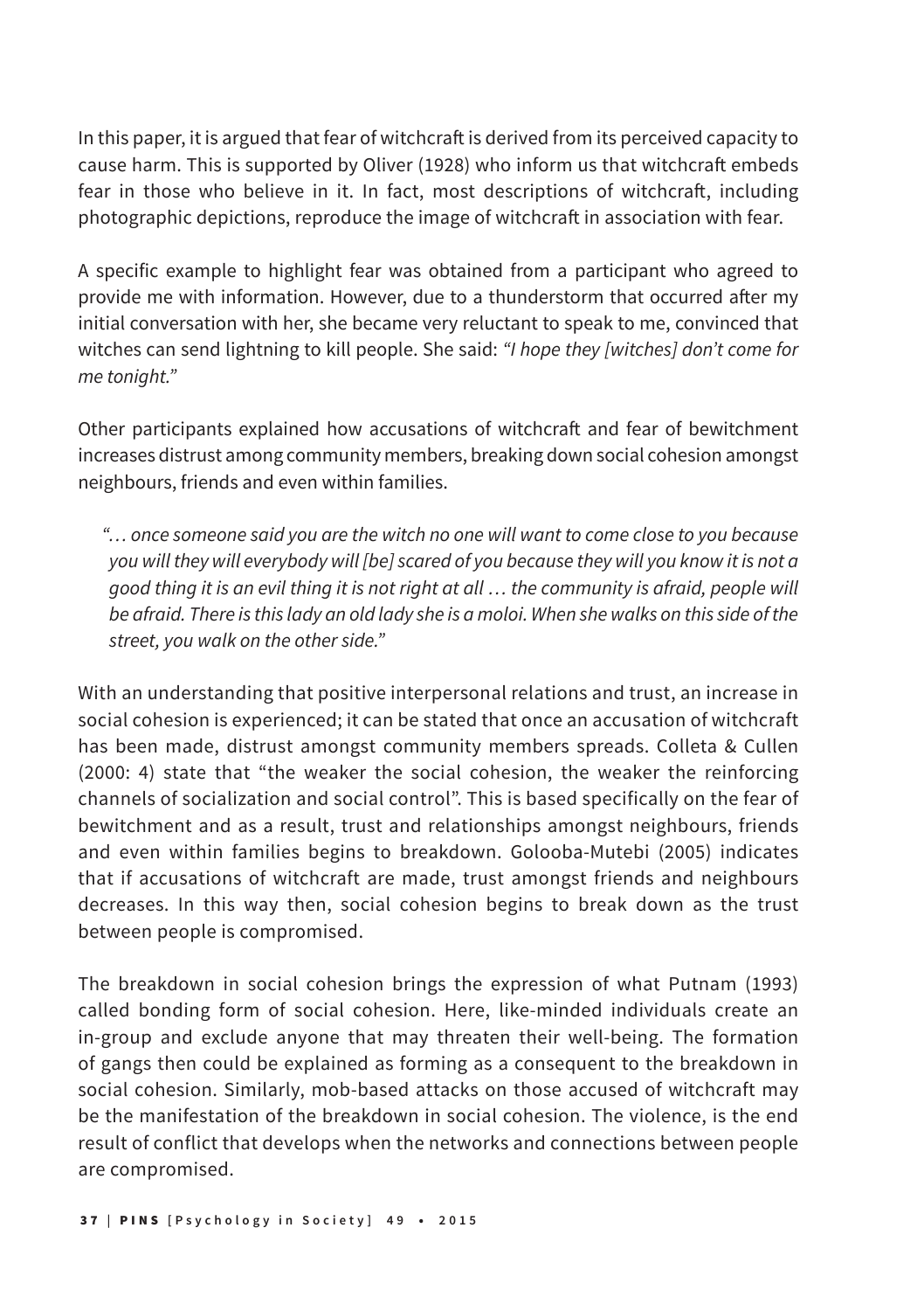In this paper, it is argued that fear of witchcraft is derived from its perceived capacity to cause harm. This is supported by Oliver (1928) who inform us that witchcraft embeds fear in those who believe in it. In fact, most descriptions of witchcraft, including photographic depictions, reproduce the image of witchcraft in association with fear.

A specific example to highlight fear was obtained from a participant who agreed to provide me with information. However, due to a thunderstorm that occurred after my initial conversation with her, she became very reluctant to speak to me, convinced that witches can send lightning to kill people. She said: *"I hope they [witches] don't come for me tonight."*

Other participants explained how accusations of witchcraft and fear of bewitchment increases distrust among community members, breaking down social cohesion amongst neighbours, friends and even within families.

> *"… once someone said you are the witch no one will want to come close to you because you will they will everybody will [be] scared of you because they will you know it is not a good thing it is an evil thing it is not right at all … the community is afraid, people will be afraid. There is this lady an old lady she is a moloi. When she walks on this side of the street, you walk on the other side."*

With an understanding that positive interpersonal relations and trust, an increase in social cohesion is experienced; it can be stated that once an accusation of witchcraft has been made, distrust amongst community members spreads. Colleta & Cullen (2000: 4) state that "the weaker the social cohesion, the weaker the reinforcing channels of socialization and social control". This is based specifically on the fear of bewitchment and as a result, trust and relationships amongst neighbours, friends and even within families begins to breakdown. Golooba-Mutebi (2005) indicates that if accusations of witchcraft are made, trust amongst friends and neighbours decreases. In this way then, social cohesion begins to break down as the trust between people is compromised.

The breakdown in social cohesion brings the expression of what Putnam (1993) called bonding form of social cohesion. Here, like-minded individuals create an in-group and exclude anyone that may threaten their well-being. The formation of gangs then could be explained as forming as a consequent to the breakdown in social cohesion. Similarly, mob-based attacks on those accused of witchcraft may be the manifestation of the breakdown in social cohesion. The violence, is the end result of conflict that develops when the networks and connections between people are compromised.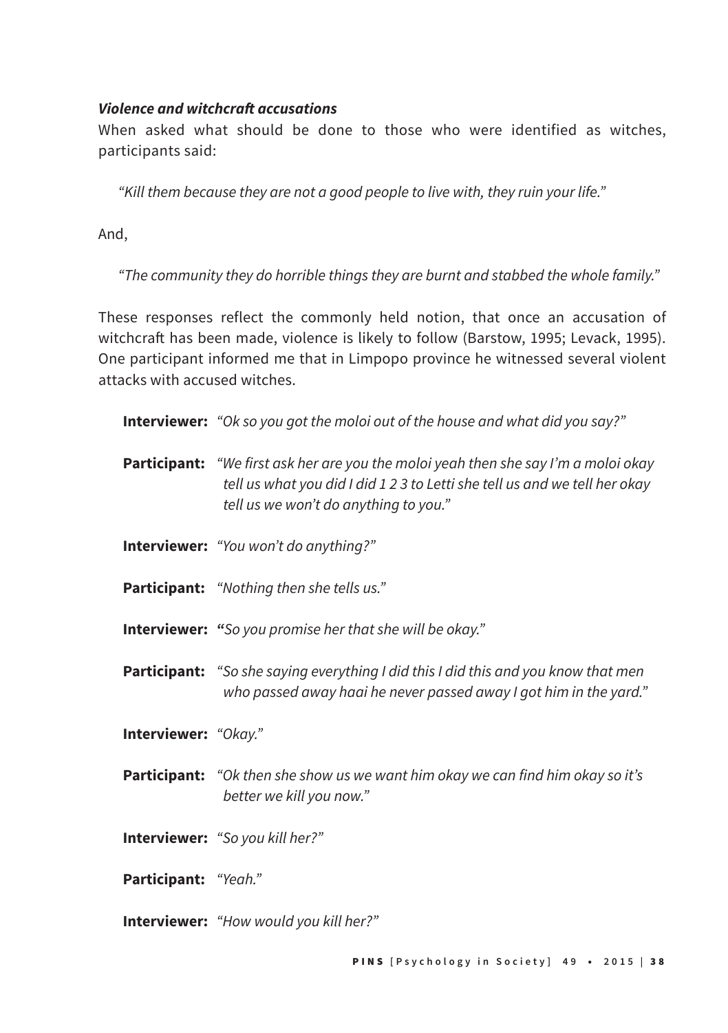### *Violence and witchcraft accusations*

When asked what should be done to those who were identified as witches, participants said:

> *"Kill them because they are not a good people to live with, they ruin your life."*

And,

> *"The community they do horrible things they are burnt and stabbed the whole family."*

These responses reflect the commonly held notion, that once an accusation of witchcraft has been made, violence is likely to follow (Barstow, 1995; Levack, 1995). One participant informed me that in Limpopo province he witnessed several violent attacks with accused witches.

> **Interviewer:** *"Ok so you got the moloi out of the house and what did you say?"*
>
> **Participant:** *"We first ask her are you the moloi yeah then she say I'm a moloi okay tell us what you did I did 1 2 3 to Letti she tell us and we tell her okay tell us we won't do anything to you."*
>
> **Interviewer:** *"You won't do anything?"*
>
> **Participant:** *"Nothing then she tells us."*
>
> **Interviewer:** **"***So you promise her that she will be okay."*
>
> **Participant:** *"So she saying everything I did this I did this and you know that men who passed away haai he never passed away I got him in the yard."*
>
> **Interviewer:** *"Okay."*
>
> **Participant:** *"Ok then she show us we want him okay we can find him okay so it's better we kill you now."*
>
> **Interviewer:** *"So you kill her?"*
>
> **Participant:** *"Yeah."*
>
> **Interviewer:** *"How would you kill her?"*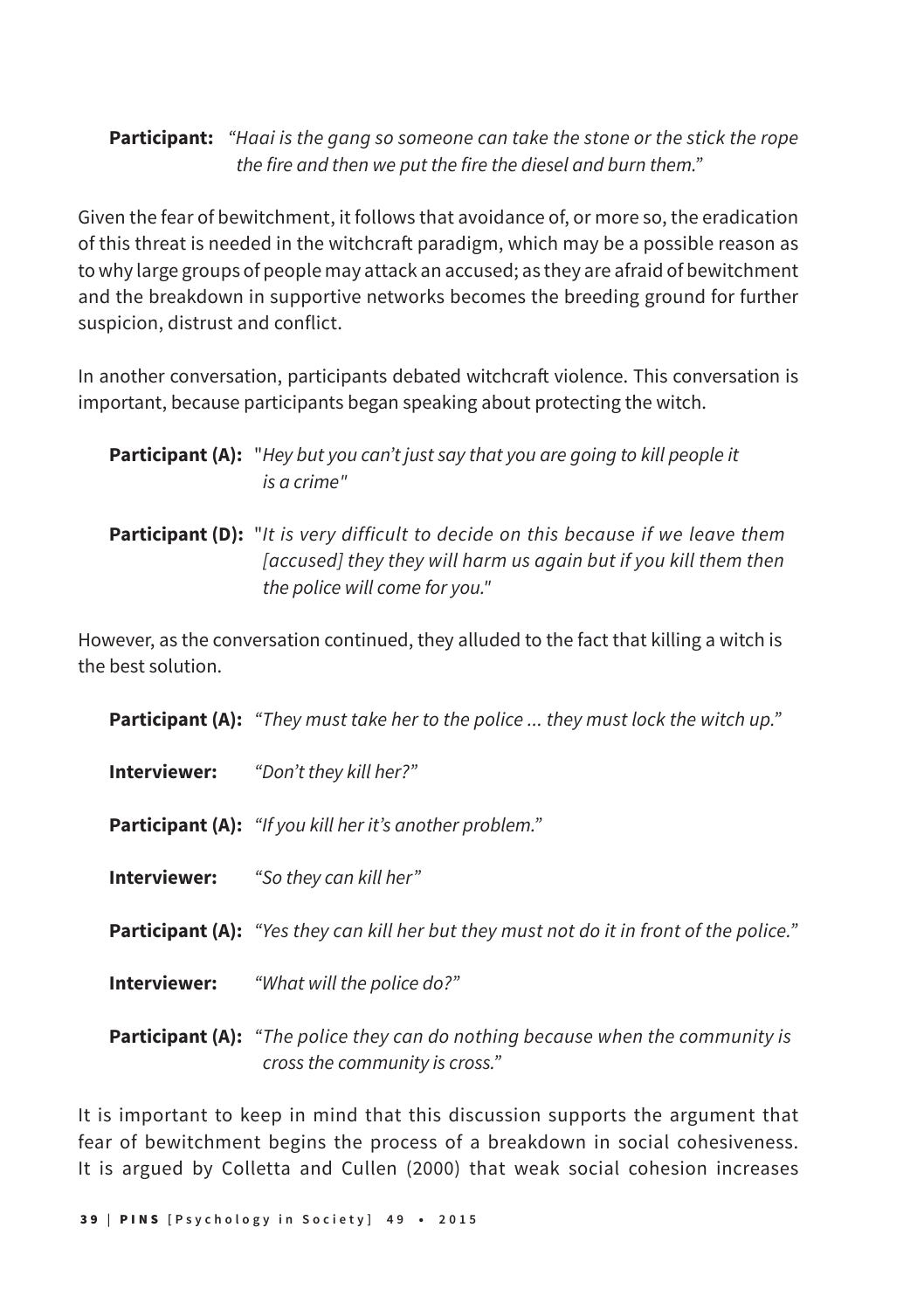**Participant:** *"Haai is the gang so someone can take the stone or the stick the rope the fire and then we put the fire the diesel and burn them."*

Given the fear of bewitchment, it follows that avoidance of, or more so, the eradication of this threat is needed in the witchcraft paradigm, which may be a possible reason as to why large groups of people may attack an accused; as they are afraid of bewitchment and the breakdown in supportive networks becomes the breeding ground for further suspicion, distrust and conflict.

In another conversation, participants debated witchcraft violence. This conversation is important, because participants began speaking about protecting the witch.

**Participant (A):** "*Hey but you can't just say that you are going to kill people it is a crime*"

**Participant (D):** "*It is very difficult to decide on this because if we leave them [accused] they they will harm us again but if you kill them then the police will come for you.*"

However, as the conversation continued, they alluded to the fact that killing a witch is the best solution.

**Participant (A):** *"They must take her to the police ... they must lock the witch up."*

**Interviewer:** *"Don't they kill her?"*

**Participant (A):** *"If you kill her it's another problem."*

**Interviewer:** *"So they can kill her"*

**Participant (A):** *"Yes they can kill her but they must not do it in front of the police."*

**Interviewer:** *"What will the police do?"*

**Participant (A):** *"The police they can do nothing because when the community is cross the community is cross."*

It is important to keep in mind that this discussion supports the argument that fear of bewitchment begins the process of a breakdown in social cohesiveness. It is argued by Colletta and Cullen (2000) that weak social cohesion increases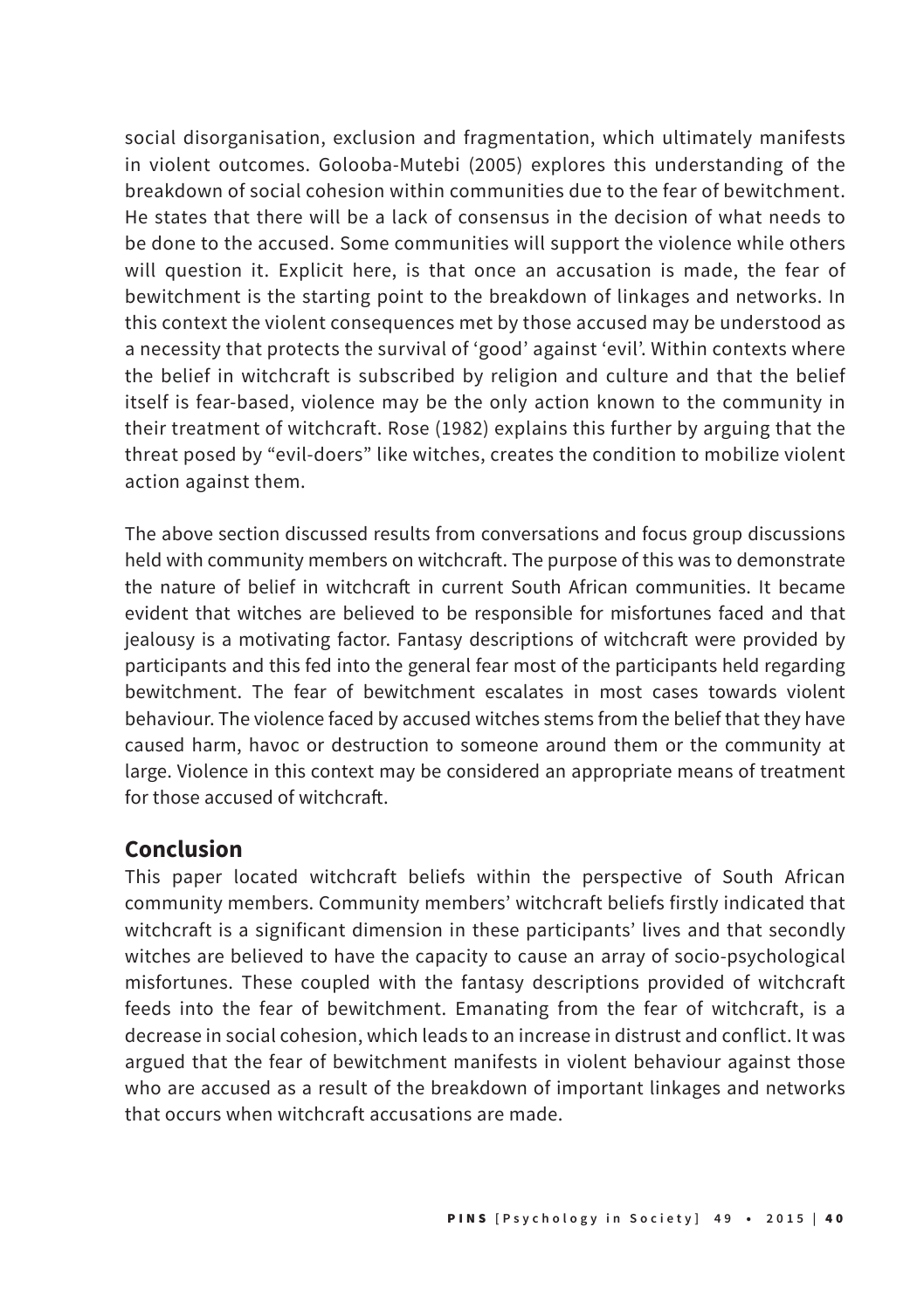social disorganisation, exclusion and fragmentation, which ultimately manifests in violent outcomes. Golooba-Mutebi (2005) explores this understanding of the breakdown of social cohesion within communities due to the fear of bewitchment. He states that there will be a lack of consensus in the decision of what needs to be done to the accused. Some communities will support the violence while others will question it. Explicit here, is that once an accusation is made, the fear of bewitchment is the starting point to the breakdown of linkages and networks. In this context the violent consequences met by those accused may be understood as a necessity that protects the survival of 'good' against 'evil'. Within contexts where the belief in witchcraft is subscribed by religion and culture and that the belief itself is fear-based, violence may be the only action known to the community in their treatment of witchcraft. Rose (1982) explains this further by arguing that the threat posed by "evil-doers" like witches, creates the condition to mobilize violent action against them.

The above section discussed results from conversations and focus group discussions held with community members on witchcraft. The purpose of this was to demonstrate the nature of belief in witchcraft in current South African communities. It became evident that witches are believed to be responsible for misfortunes faced and that jealousy is a motivating factor. Fantasy descriptions of witchcraft were provided by participants and this fed into the general fear most of the participants held regarding bewitchment. The fear of bewitchment escalates in most cases towards violent behaviour. The violence faced by accused witches stems from the belief that they have caused harm, havoc or destruction to someone around them or the community at large. Violence in this context may be considered an appropriate means of treatment for those accused of witchcraft.

## Conclusion

This paper located witchcraft beliefs within the perspective of South African community members. Community members' witchcraft beliefs firstly indicated that witchcraft is a significant dimension in these participants' lives and that secondly witches are believed to have the capacity to cause an array of socio-psychological misfortunes. These coupled with the fantasy descriptions provided of witchcraft feeds into the fear of bewitchment. Emanating from the fear of witchcraft, is a decrease in social cohesion, which leads to an increase in distrust and conflict. It was argued that the fear of bewitchment manifests in violent behaviour against those who are accused as a result of the breakdown of important linkages and networks that occurs when witchcraft accusations are made.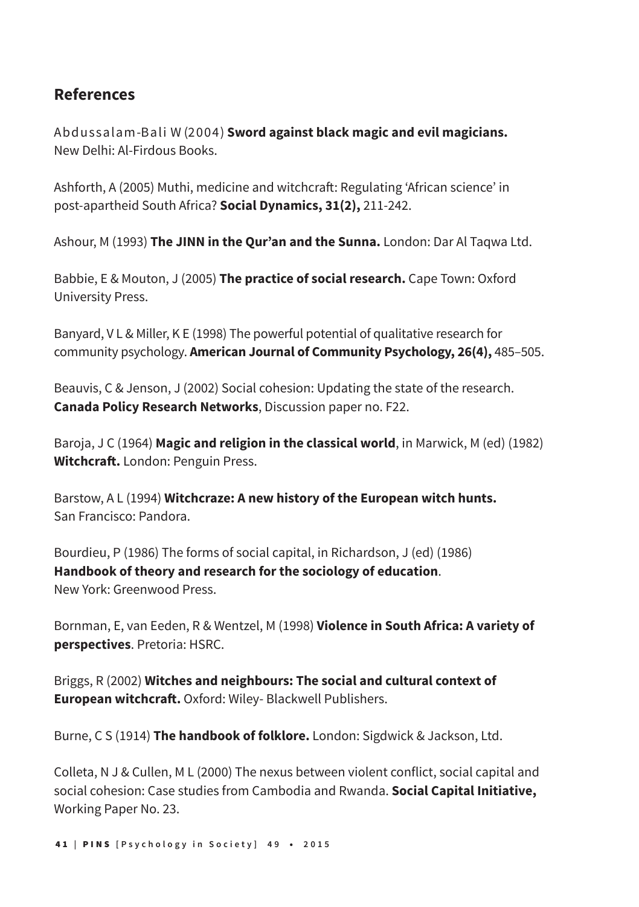## References

Abdussalam-Bali W (2004) **Sword against black magic and evil magicians.** New Delhi: Al-Firdous Books.

Ashforth, A (2005) Muthi, medicine and witchcraft: Regulating 'African science' in post-apartheid South Africa? **Social Dynamics, 31(2),** 211-242.

Ashour, M (1993) **The JINN in the Qur'an and the Sunna.** London: Dar Al Taqwa Ltd.

Babbie, E & Mouton, J (2005) **The practice of social research.** Cape Town: Oxford University Press.

Banyard, V L & Miller, K E (1998) The powerful potential of qualitative research for community psychology. **American Journal of Community Psychology, 26(4),** 485–505.

Beauvis, C & Jenson, J (2002) Social cohesion: Updating the state of the research. **Canada Policy Research Networks**, Discussion paper no. F22.

Baroja, J C (1964) **Magic and religion in the classical world**, in Marwick, M (ed) (1982) **Witchcraft.** London: Penguin Press.

Barstow, A L (1994) **Witchcraze: A new history of the European witch hunts.** San Francisco: Pandora.

Bourdieu, P (1986) The forms of social capital, in Richardson, J (ed) (1986) **Handbook of theory and research for the sociology of education**. New York: Greenwood Press.

Bornman, E, van Eeden, R & Wentzel, M (1998) **Violence in South Africa: A variety of perspectives**. Pretoria: HSRC.

Briggs, R (2002) **Witches and neighbours: The social and cultural context of European witchcraft.** Oxford: Wiley- Blackwell Publishers.

Burne, C S (1914) **The handbook of folklore.** London: Sigdwick & Jackson, Ltd.

Colleta, N J & Cullen, M L (2000) The nexus between violent conflict, social capital and social cohesion: Case studies from Cambodia and Rwanda. **Social Capital Initiative,** Working Paper No. 23.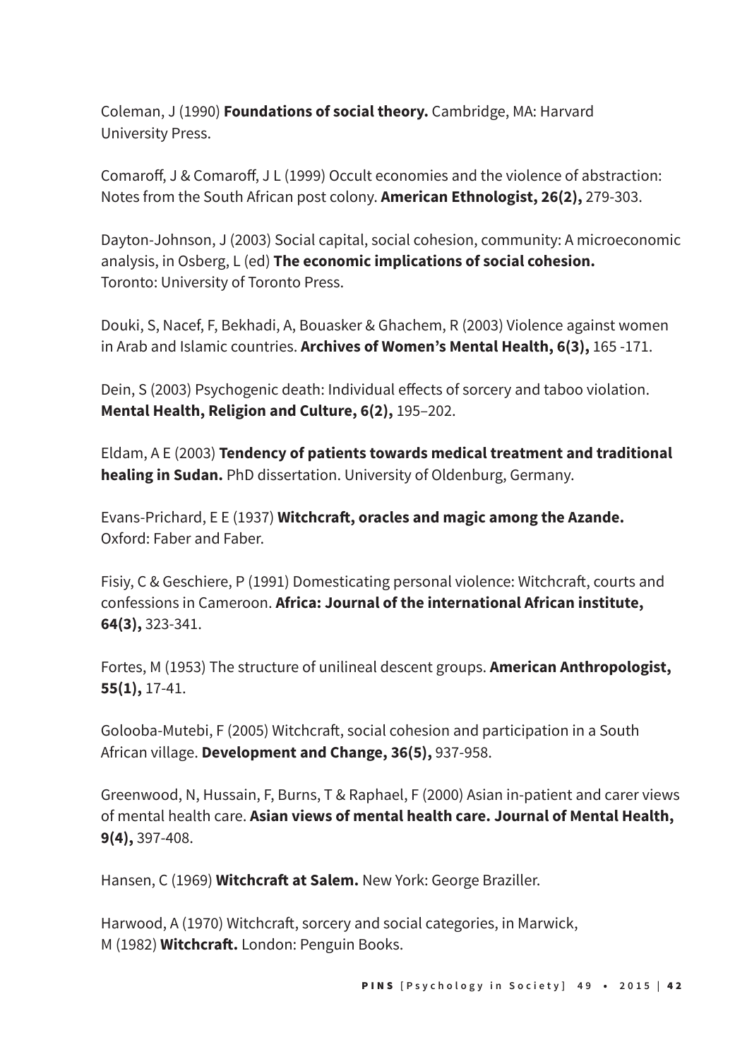Coleman, J (1990) **Foundations of social theory.** Cambridge, MA: Harvard University Press.

Comaroff, J & Comaroff, J L (1999) Occult economies and the violence of abstraction: Notes from the South African post colony. **American Ethnologist, 26(2),** 279-303.

Dayton-Johnson, J (2003) Social capital, social cohesion, community: A microeconomic analysis, in Osberg, L (ed) **The economic implications of social cohesion.** Toronto: University of Toronto Press.

Douki, S, Nacef, F, Bekhadi, A, Bouasker & Ghachem, R (2003) Violence against women in Arab and Islamic countries. **Archives of Women's Mental Health, 6(3),** 165 -171.

Dein, S (2003) Psychogenic death: Individual effects of sorcery and taboo violation. **Mental Health, Religion and Culture, 6(2),** 195–202.

Eldam, A E (2003) **Tendency of patients towards medical treatment and traditional healing in Sudan.** PhD dissertation. University of Oldenburg, Germany.

Evans-Prichard, E E (1937) **Witchcraft, oracles and magic among the Azande.** Oxford: Faber and Faber.

Fisiy, C & Geschiere, P (1991) Domesticating personal violence: Witchcraft, courts and confessions in Cameroon. **Africa: Journal of the international African institute, 64(3),** 323-341.

Fortes, M (1953) The structure of unilineal descent groups. **American Anthropologist, 55(1),** 17-41.

Golooba-Mutebi, F (2005) Witchcraft, social cohesion and participation in a South African village. **Development and Change, 36(5),** 937-958.

Greenwood, N, Hussain, F, Burns, T & Raphael, F (2000) Asian in-patient and carer views of mental health care. **Asian views of mental health care. Journal of Mental Health, 9(4),** 397-408.

Hansen, C (1969) **Witchcraft at Salem.** New York: George Braziller.

Harwood, A (1970) Witchcraft, sorcery and social categories, in Marwick, M (1982) **Witchcraft.** London: Penguin Books.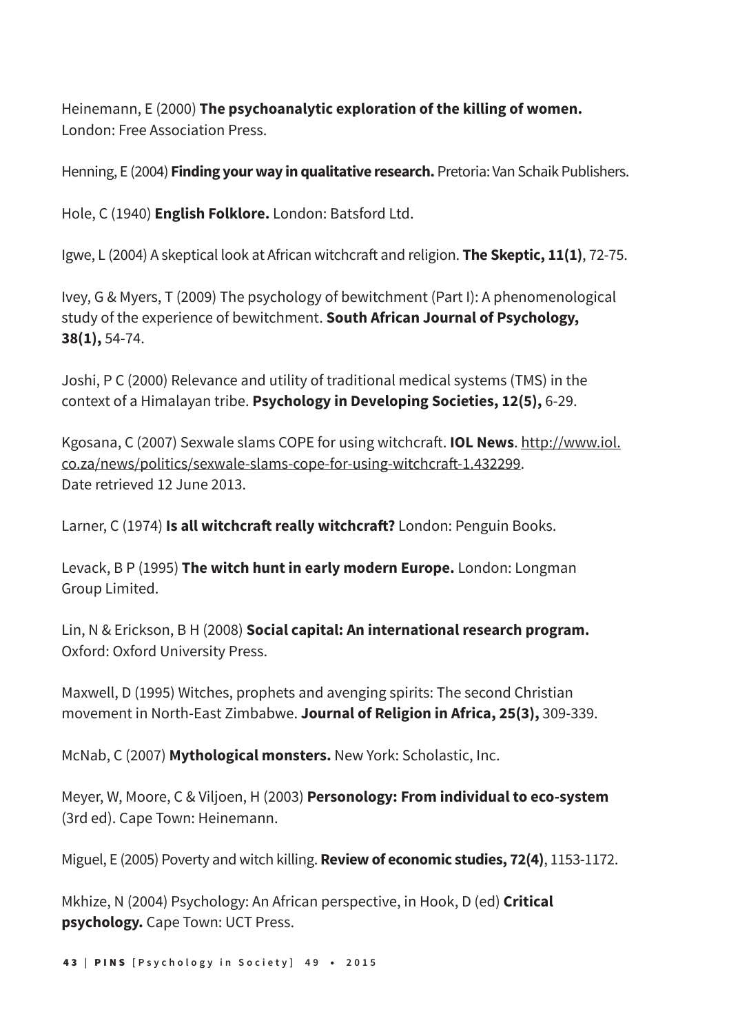Heinemann, E (2000) **The psychoanalytic exploration of the killing of women.** London: Free Association Press.

Henning, E (2004) **Finding your way in qualitative research.** Pretoria: Van Schaik Publishers.

Hole, C (1940) **English Folklore.** London: Batsford Ltd.

Igwe, L (2004) A skeptical look at African witchcraft and religion. **The Skeptic, 11(1)**, 72-75.

Ivey, G & Myers, T (2009) The psychology of bewitchment (Part I): A phenomenological study of the experience of bewitchment. **South African Journal of Psychology, 38(1),** 54-74.

Joshi, P C (2000) Relevance and utility of traditional medical systems (TMS) in the context of a Himalayan tribe. **Psychology in Developing Societies, 12(5),** 6-29.

Kgosana, C (2007) Sexwale slams COPE for using witchcraft. **IOL News**. http://www.iol.co.za/news/politics/sexwale-slams-cope-for-using-witchcraft-1.432299. Date retrieved 12 June 2013.

Larner, C (1974) **Is all witchcraft really witchcraft?** London: Penguin Books.

Levack, B P (1995) **The witch hunt in early modern Europe.** London: Longman Group Limited.

Lin, N & Erickson, B H (2008) **Social capital: An international research program.** Oxford: Oxford University Press.

Maxwell, D (1995) Witches, prophets and avenging spirits: The second Christian movement in North-East Zimbabwe. **Journal of Religion in Africa, 25(3),** 309-339.

McNab, C (2007) **Mythological monsters.** New York: Scholastic, Inc.

Meyer, W, Moore, C & Viljoen, H (2003) **Personology: From individual to eco-system** (3rd ed). Cape Town: Heinemann.

Miguel, E (2005) Poverty and witch killing. **Review of economic studies, 72(4)**, 1153-1172.

Mkhize, N (2004) Psychology: An African perspective, in Hook, D (ed) **Critical psychology.** Cape Town: UCT Press.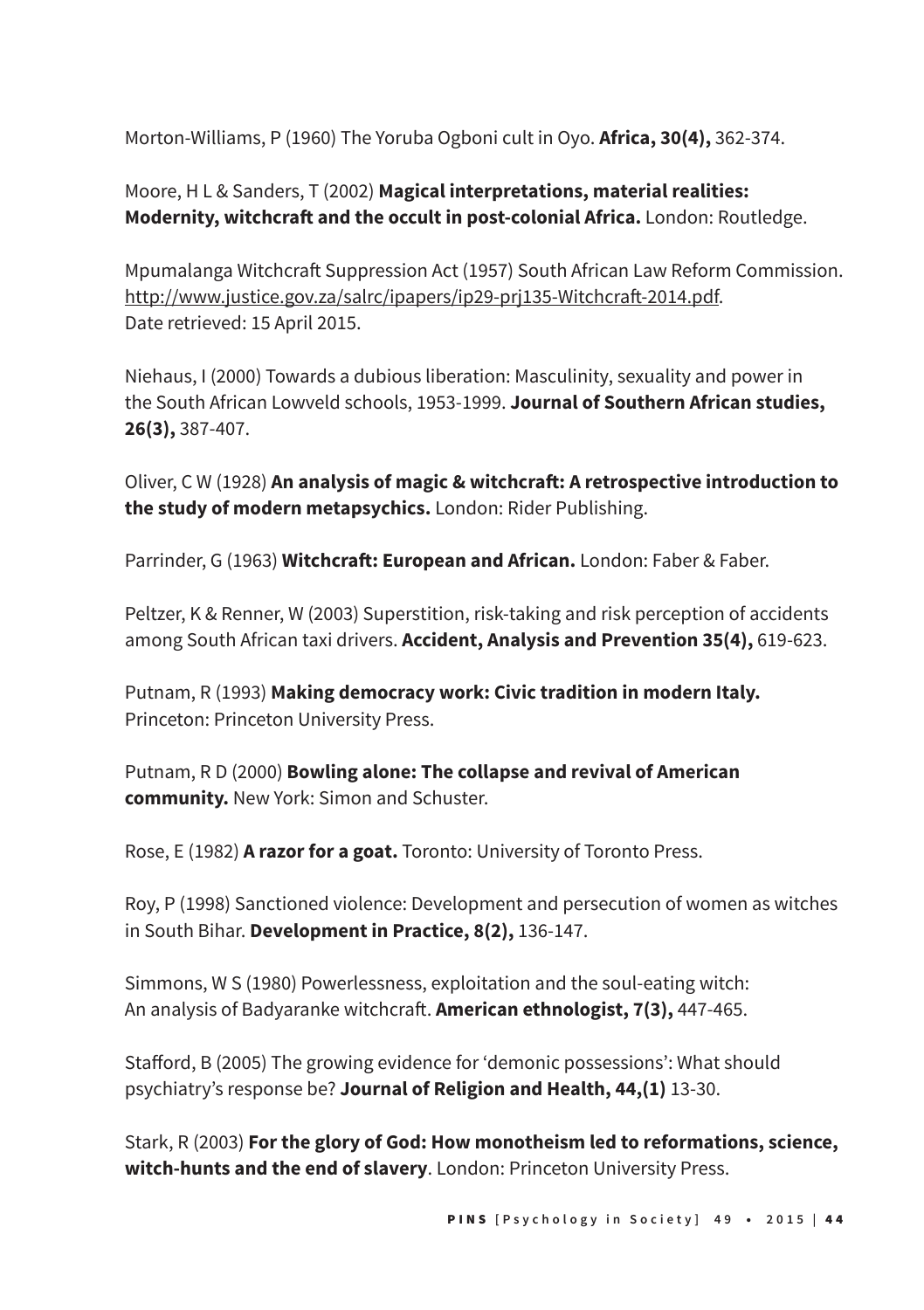Morton-Williams, P (1960) The Yoruba Ogboni cult in Oyo. **Africa, 30(4),** 362-374.

Moore, H L & Sanders, T (2002) **Magical interpretations, material realities: Modernity, witchcraft and the occult in post-colonial Africa.** London: Routledge.

Mpumalanga Witchcraft Suppression Act (1957) South African Law Reform Commission. http://www.justice.gov.za/salrc/ipapers/ip29-prj135-Witchcraft-2014.pdf. Date retrieved: 15 April 2015.

Niehaus, I (2000) Towards a dubious liberation: Masculinity, sexuality and power in the South African Lowveld schools, 1953-1999. **Journal of Southern African studies, 26(3),** 387-407.

Oliver, C W (1928) **An analysis of magic & witchcraft: A retrospective introduction to the study of modern metapsychics.** London: Rider Publishing.

Parrinder, G (1963) **Witchcraft: European and African.** London: Faber & Faber.

Peltzer, K & Renner, W (2003) Superstition, risk-taking and risk perception of accidents among South African taxi drivers. **Accident, Analysis and Prevention 35(4),** 619-623.

Putnam, R (1993) **Making democracy work: Civic tradition in modern Italy.** Princeton: Princeton University Press.

Putnam, R D (2000) **Bowling alone: The collapse and revival of American community.** New York: Simon and Schuster.

Rose, E (1982) **A razor for a goat.** Toronto: University of Toronto Press.

Roy, P (1998) Sanctioned violence: Development and persecution of women as witches in South Bihar. **Development in Practice, 8(2),** 136-147.

Simmons, W S (1980) Powerlessness, exploitation and the soul-eating witch: An analysis of Badyaranke witchcraft. **American ethnologist, 7(3),** 447-465.

Stafford, B (2005) The growing evidence for 'demonic possessions': What should psychiatry's response be? **Journal of Religion and Health, 44,(1)** 13-30.

Stark, R (2003) **For the glory of God: How monotheism led to reformations, science, witch-hunts and the end of slavery**. London: Princeton University Press.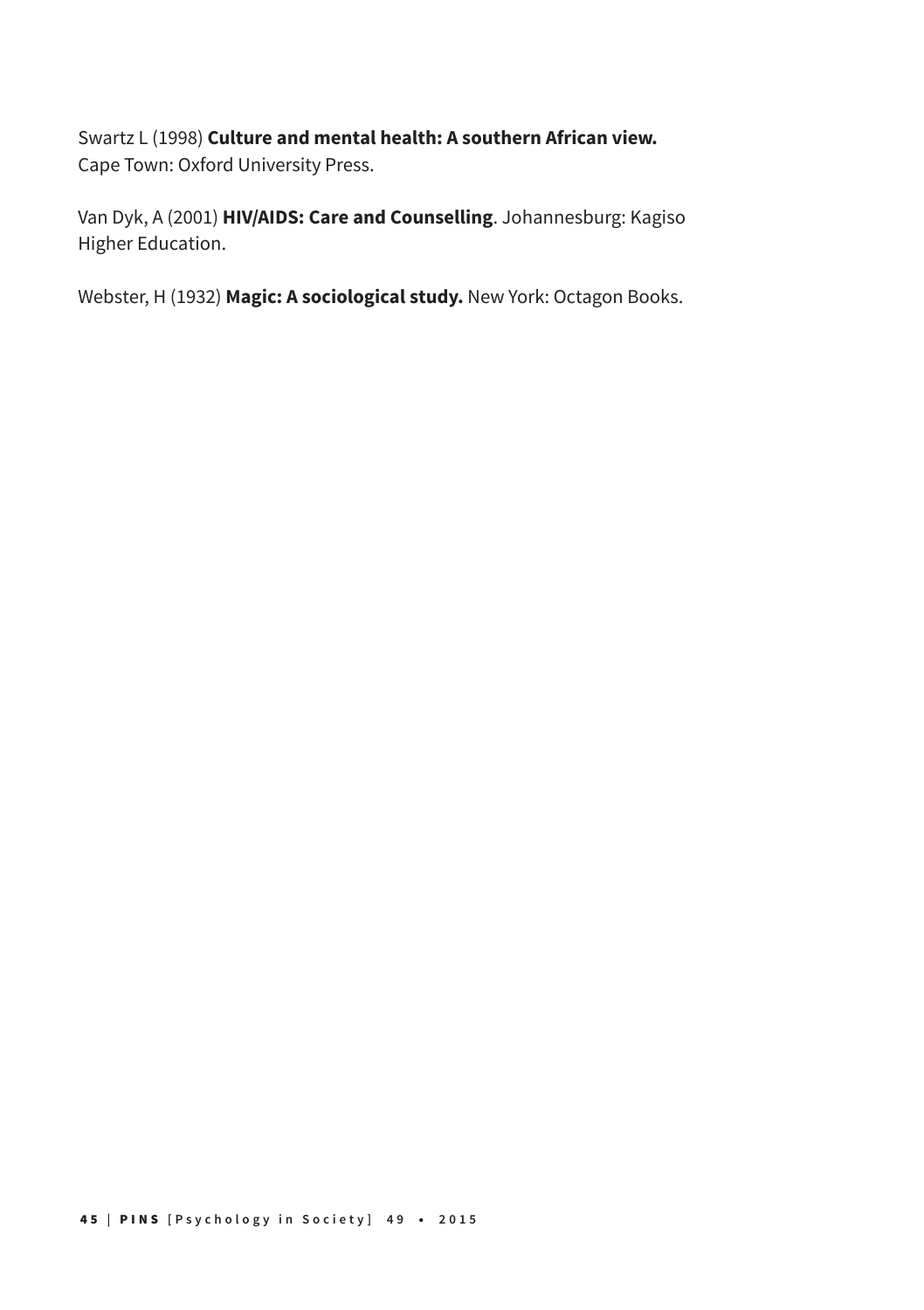Swartz L (1998) **Culture and mental health: A southern African view.** Cape Town: Oxford University Press.

Van Dyk, A (2001) **HIV/AIDS: Care and Counselling**. Johannesburg: Kagiso Higher Education.

Webster, H (1932) **Magic: A sociological study.** New York: Octagon Books.